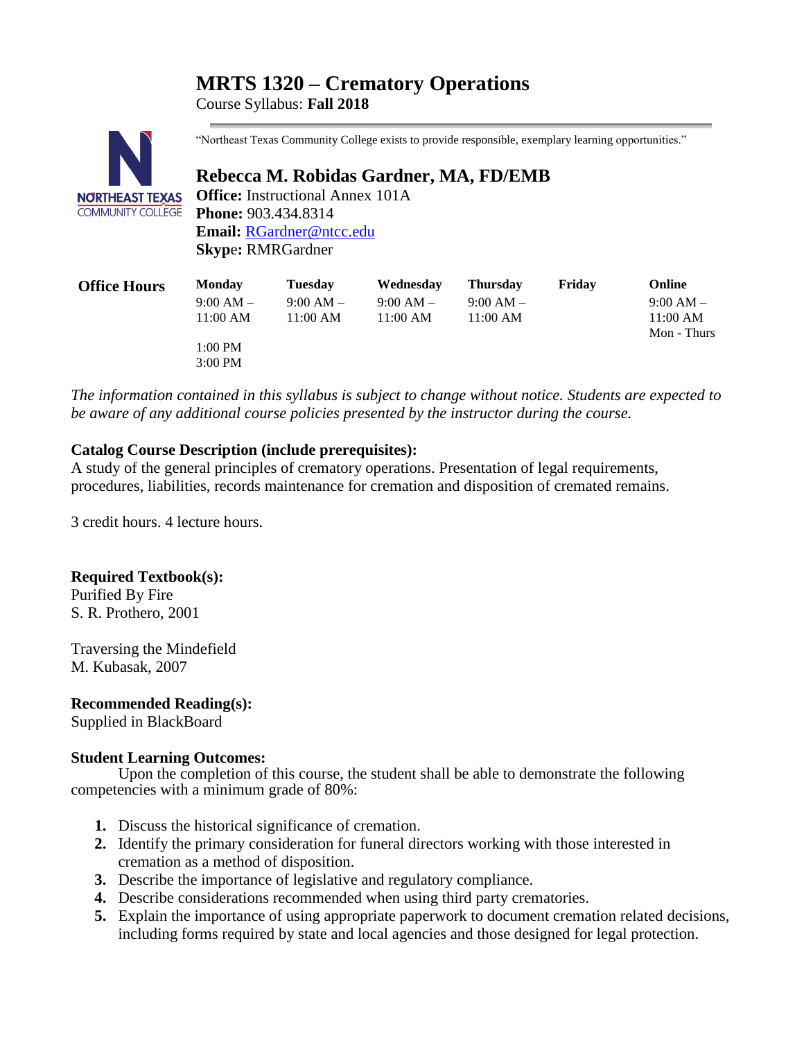# MRTS 1320 – Crematory Operations

Course Syllabus: **Fall 2018**

"Northeast Texas Community College exists to provide responsible, exemplary learning opportunities."

## Rebecca M. Robidas Gardner, MA, FD/EMB

**Office:** Instructional Annex 101A
**Phone:** 903.434.8314
**Email:** RGardner@ntcc.edu
**Skype:** RMRGardner

| **Office Hours** | **Monday** | **Tuesday** | **Wednesday** | **Thursday** | **Friday** | **Online** |
|---|---|---|---|---|---|---|
| | 9:00 AM – 11:00 AM | 9:00 AM – 11:00 AM | 9:00 AM – 11:00 AM | 9:00 AM – 11:00 AM | | 9:00 AM – 11:00 AM Mon - Thurs |
| | 1:00 PM 3:00 PM | | | | | |

*The information contained in this syllabus is subject to change without notice. Students are expected to be aware of any additional course policies presented by the instructor during the course.*

**Catalog Course Description (include prerequisites):**
A study of the general principles of crematory operations. Presentation of legal requirements, procedures, liabilities, records maintenance for cremation and disposition of cremated remains.

3 credit hours. 4 lecture hours.

**Required Textbook(s):**
Purified By Fire
S. R. Prothero, 2001

Traversing the Mindefield
M. Kubasak, 2007

**Recommended Reading(s):**
Supplied in BlackBoard

**Student Learning Outcomes:**
Upon the completion of this course, the student shall be able to demonstrate the following competencies with a minimum grade of 80%:

1. Discuss the historical significance of cremation.
2. Identify the primary consideration for funeral directors working with those interested in cremation as a method of disposition.
3. Describe the importance of legislative and regulatory compliance.
4. Describe considerations recommended when using third party crematories.
5. Explain the importance of using appropriate paperwork to document cremation related decisions, including forms required by state and local agencies and those designed for legal protection.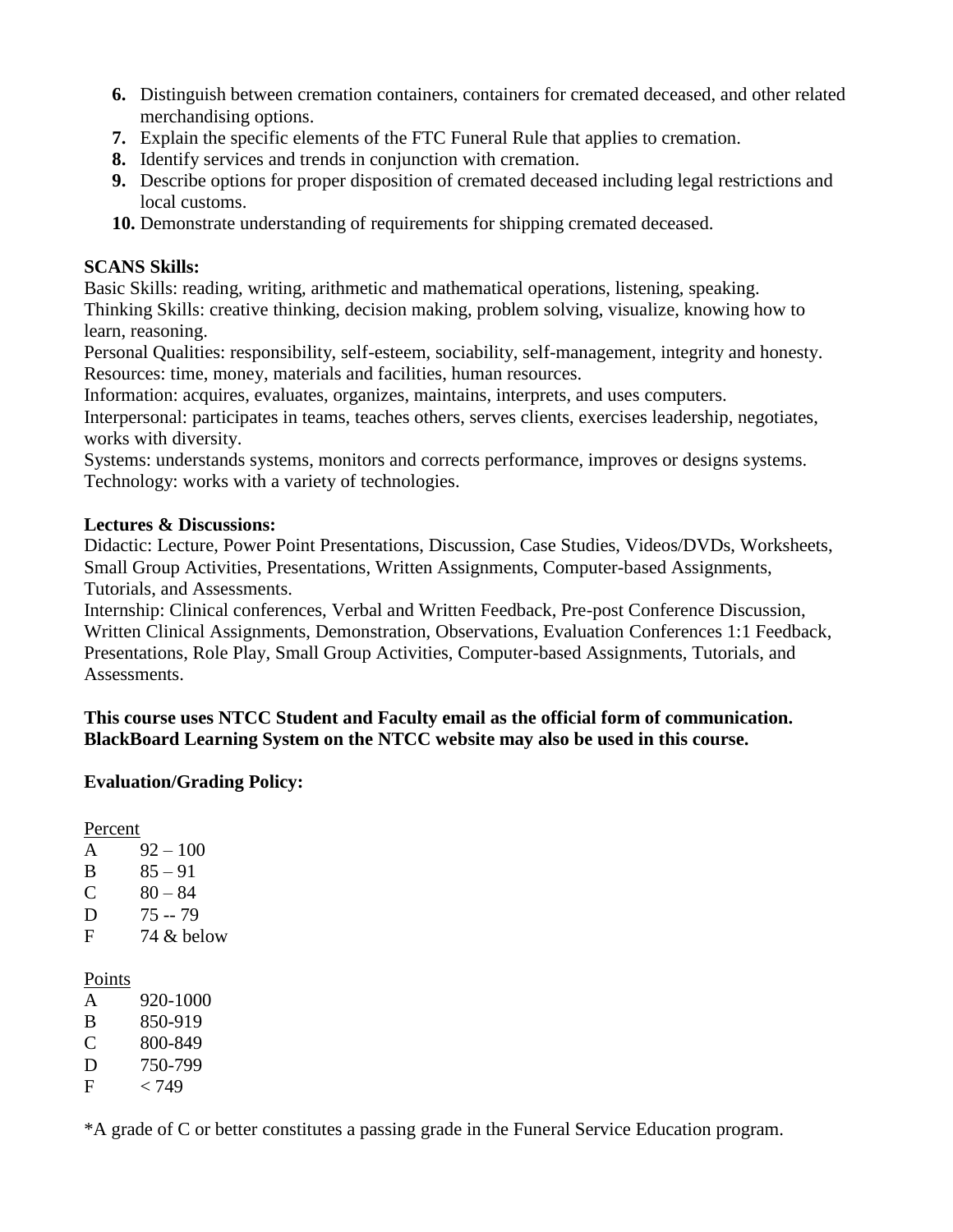6. Distinguish between cremation containers, containers for cremated deceased, and other related merchandising options.
7. Explain the specific elements of the FTC Funeral Rule that applies to cremation.
8. Identify services and trends in conjunction with cremation.
9. Describe options for proper disposition of cremated deceased including legal restrictions and local customs.
10. Demonstrate understanding of requirements for shipping cremated deceased.

**SCANS Skills:**

Basic Skills: reading, writing, arithmetic and mathematical operations, listening, speaking.
Thinking Skills: creative thinking, decision making, problem solving, visualize, knowing how to learn, reasoning.
Personal Qualities: responsibility, self-esteem, sociability, self-management, integrity and honesty.
Resources: time, money, materials and facilities, human resources.
Information: acquires, evaluates, organizes, maintains, interprets, and uses computers.
Interpersonal: participates in teams, teaches others, serves clients, exercises leadership, negotiates, works with diversity.
Systems: understands systems, monitors and corrects performance, improves or designs systems.
Technology: works with a variety of technologies.

**Lectures & Discussions:**

Didactic: Lecture, Power Point Presentations, Discussion, Case Studies, Videos/DVDs, Worksheets, Small Group Activities, Presentations, Written Assignments, Computer-based Assignments, Tutorials, and Assessments.
Internship: Clinical conferences, Verbal and Written Feedback, Pre-post Conference Discussion, Written Clinical Assignments, Demonstration, Observations, Evaluation Conferences 1:1 Feedback, Presentations, Role Play, Small Group Activities, Computer-based Assignments, Tutorials, and Assessments.

**This course uses NTCC Student and Faculty email as the official form of communication. BlackBoard Learning System on the NTCC website may also be used in this course.**

**Evaluation/Grading Policy:**

<u>Percent</u>

| | |
|---|---|
| A | 92 – 100 |
| B | 85 – 91 |
| C | 80 – 84 |
| D | 75 -- 79 |
| F | 74 & below |

<u>Points</u>

| | |
|---|---|
| A | 920-1000 |
| B | 850-919 |
| C | 800-849 |
| D | 750-799 |
| F | < 749 |

*A grade of C or better constitutes a passing grade in the Funeral Service Education program.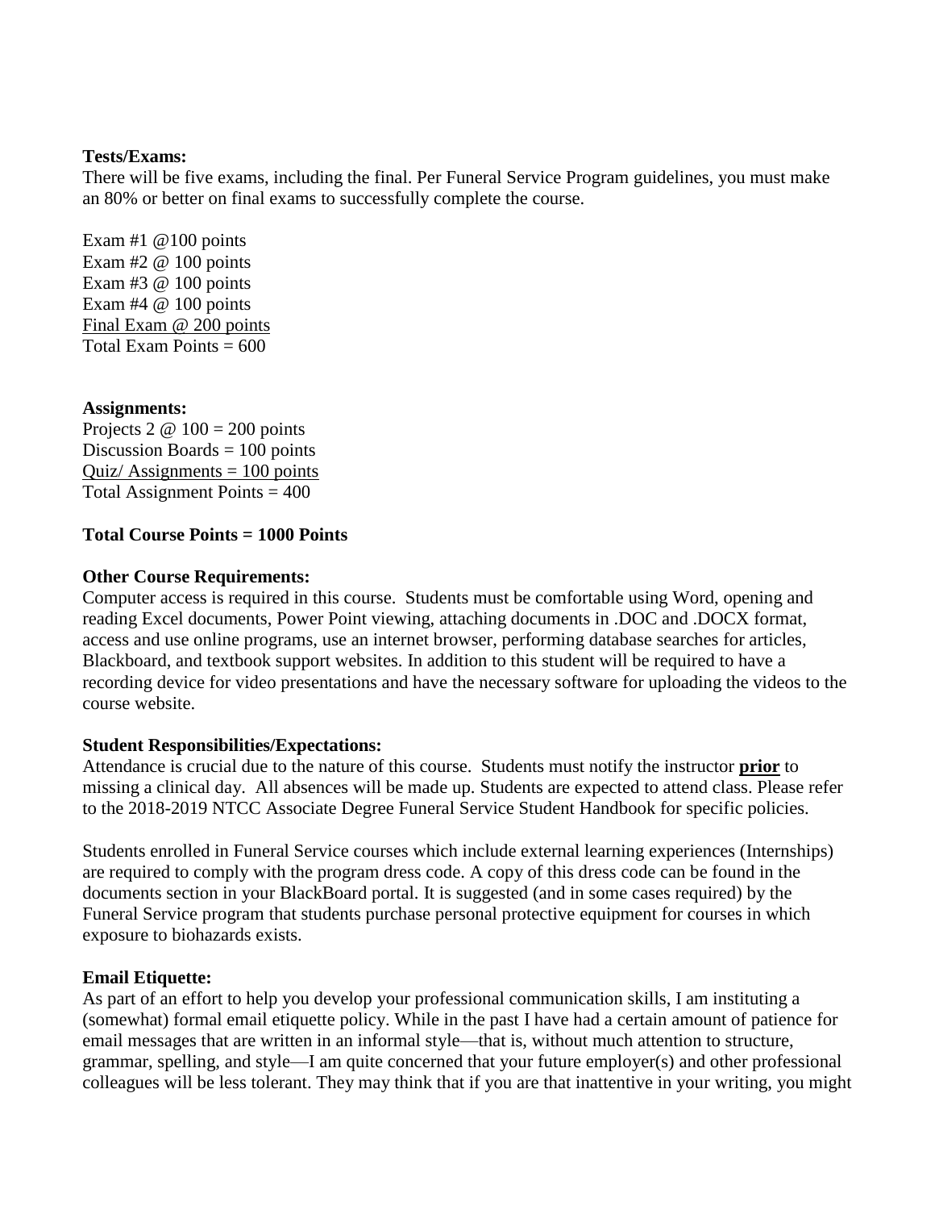**Tests/Exams:**
There will be five exams, including the final. Per Funeral Service Program guidelines, you must make an 80% or better on final exams to successfully complete the course.

Exam #1 @100 points
Exam #2 @ 100 points
Exam #3 @ 100 points
Exam #4 @ 100 points
<u>Final Exam @ 200 points</u>
Total Exam Points = 600

**Assignments:**
Projects 2 @ 100 = 200 points
Discussion Boards = 100 points
<u>Quiz/ Assignments = 100 points</u>
Total Assignment Points = 400

**Total Course Points = 1000 Points**

**Other Course Requirements:**
Computer access is required in this course. Students must be comfortable using Word, opening and reading Excel documents, Power Point viewing, attaching documents in .DOC and .DOCX format, access and use online programs, use an internet browser, performing database searches for articles, Blackboard, and textbook support websites. In addition to this student will be required to have a recording device for video presentations and have the necessary software for uploading the videos to the course website.

**Student Responsibilities/Expectations:**
Attendance is crucial due to the nature of this course. Students must notify the instructor **<u>prior</u>** to missing a clinical day. All absences will be made up. Students are expected to attend class. Please refer to the 2018-2019 NTCC Associate Degree Funeral Service Student Handbook for specific policies.

Students enrolled in Funeral Service courses which include external learning experiences (Internships) are required to comply with the program dress code. A copy of this dress code can be found in the documents section in your BlackBoard portal. It is suggested (and in some cases required) by the Funeral Service program that students purchase personal protective equipment for courses in which exposure to biohazards exists.

**Email Etiquette:**
As part of an effort to help you develop your professional communication skills, I am instituting a (somewhat) formal email etiquette policy. While in the past I have had a certain amount of patience for email messages that are written in an informal style—that is, without much attention to structure, grammar, spelling, and style—I am quite concerned that your future employer(s) and other professional colleagues will be less tolerant. They may think that if you are that inattentive in your writing, you might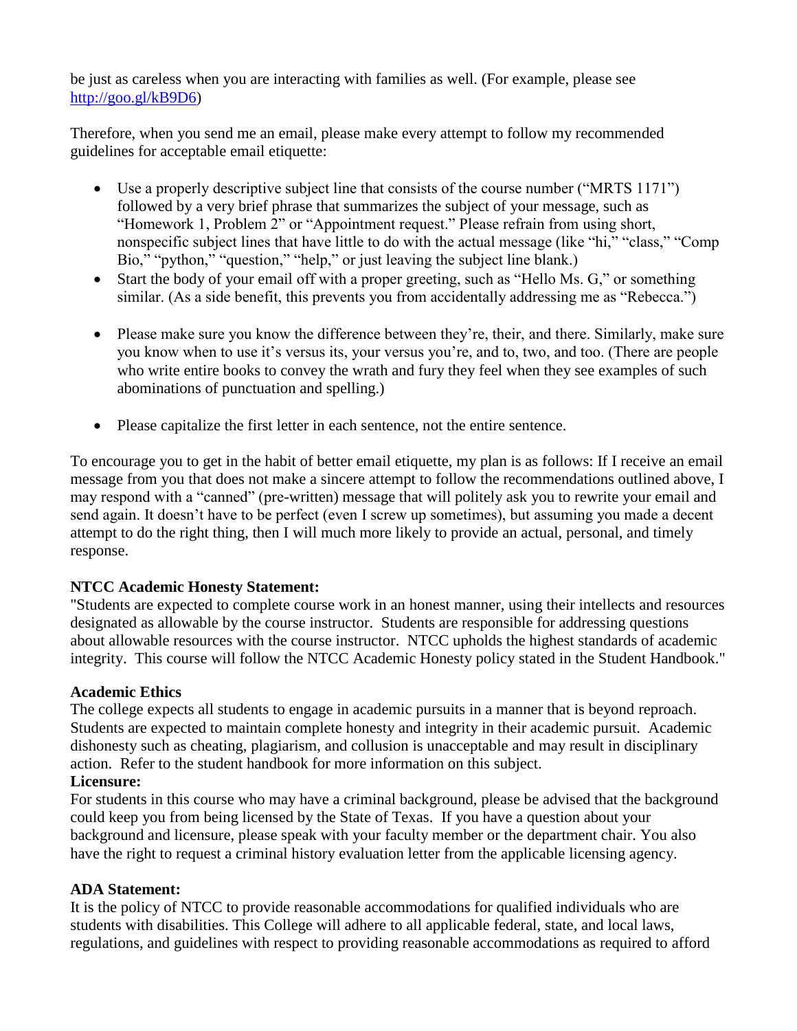be just as careless when you are interacting with families as well. (For example, please see http://goo.gl/kB9D6)

Therefore, when you send me an email, please make every attempt to follow my recommended guidelines for acceptable email etiquette:

- Use a properly descriptive subject line that consists of the course number ("MRTS 1171") followed by a very brief phrase that summarizes the subject of your message, such as "Homework 1, Problem 2" or "Appointment request." Please refrain from using short, nonspecific subject lines that have little to do with the actual message (like "hi," "class," "Comp Bio," "python," "question," "help," or just leaving the subject line blank.)
- Start the body of your email off with a proper greeting, such as "Hello Ms. G," or something similar. (As a side benefit, this prevents you from accidentally addressing me as "Rebecca.")
- Please make sure you know the difference between they're, their, and there. Similarly, make sure you know when to use it's versus its, your versus you're, and to, two, and too. (There are people who write entire books to convey the wrath and fury they feel when they see examples of such abominations of punctuation and spelling.)
- Please capitalize the first letter in each sentence, not the entire sentence.

To encourage you to get in the habit of better email etiquette, my plan is as follows: If I receive an email message from you that does not make a sincere attempt to follow the recommendations outlined above, I may respond with a "canned" (pre-written) message that will politely ask you to rewrite your email and send again. It doesn't have to be perfect (even I screw up sometimes), but assuming you made a decent attempt to do the right thing, then I will much more likely to provide an actual, personal, and timely response.

**NTCC Academic Honesty Statement:**
"Students are expected to complete course work in an honest manner, using their intellects and resources designated as allowable by the course instructor. Students are responsible for addressing questions about allowable resources with the course instructor. NTCC upholds the highest standards of academic integrity. This course will follow the NTCC Academic Honesty policy stated in the Student Handbook."

**Academic Ethics**
The college expects all students to engage in academic pursuits in a manner that is beyond reproach. Students are expected to maintain complete honesty and integrity in their academic pursuit. Academic dishonesty such as cheating, plagiarism, and collusion is unacceptable and may result in disciplinary action. Refer to the student handbook for more information on this subject.

**Licensure:**
For students in this course who may have a criminal background, please be advised that the background could keep you from being licensed by the State of Texas. If you have a question about your background and licensure, please speak with your faculty member or the department chair. You also have the right to request a criminal history evaluation letter from the applicable licensing agency.

**ADA Statement:**
It is the policy of NTCC to provide reasonable accommodations for qualified individuals who are students with disabilities. This College will adhere to all applicable federal, state, and local laws, regulations, and guidelines with respect to providing reasonable accommodations as required to afford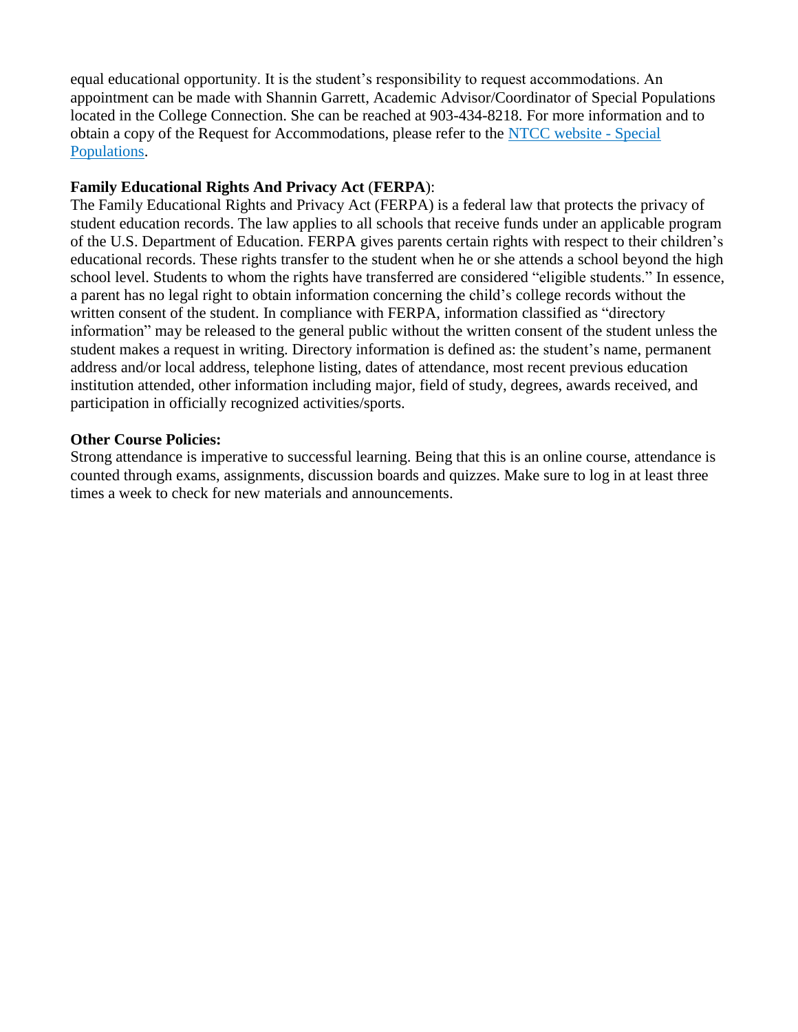equal educational opportunity. It is the student's responsibility to request accommodations. An appointment can be made with Shannin Garrett, Academic Advisor/Coordinator of Special Populations located in the College Connection. She can be reached at 903-434-8218. For more information and to obtain a copy of the Request for Accommodations, please refer to the [NTCC website - Special Populations].

**Family Educational Rights And Privacy Act (FERPA)**:

The Family Educational Rights and Privacy Act (FERPA) is a federal law that protects the privacy of student education records. The law applies to all schools that receive funds under an applicable program of the U.S. Department of Education. FERPA gives parents certain rights with respect to their children's educational records. These rights transfer to the student when he or she attends a school beyond the high school level. Students to whom the rights have transferred are considered "eligible students." In essence, a parent has no legal right to obtain information concerning the child's college records without the written consent of the student. In compliance with FERPA, information classified as "directory information" may be released to the general public without the written consent of the student unless the student makes a request in writing. Directory information is defined as: the student's name, permanent address and/or local address, telephone listing, dates of attendance, most recent previous education institution attended, other information including major, field of study, degrees, awards received, and participation in officially recognized activities/sports.

**Other Course Policies:**

Strong attendance is imperative to successful learning. Being that this is an online course, attendance is counted through exams, assignments, discussion boards and quizzes. Make sure to log in at least three times a week to check for new materials and announcements.